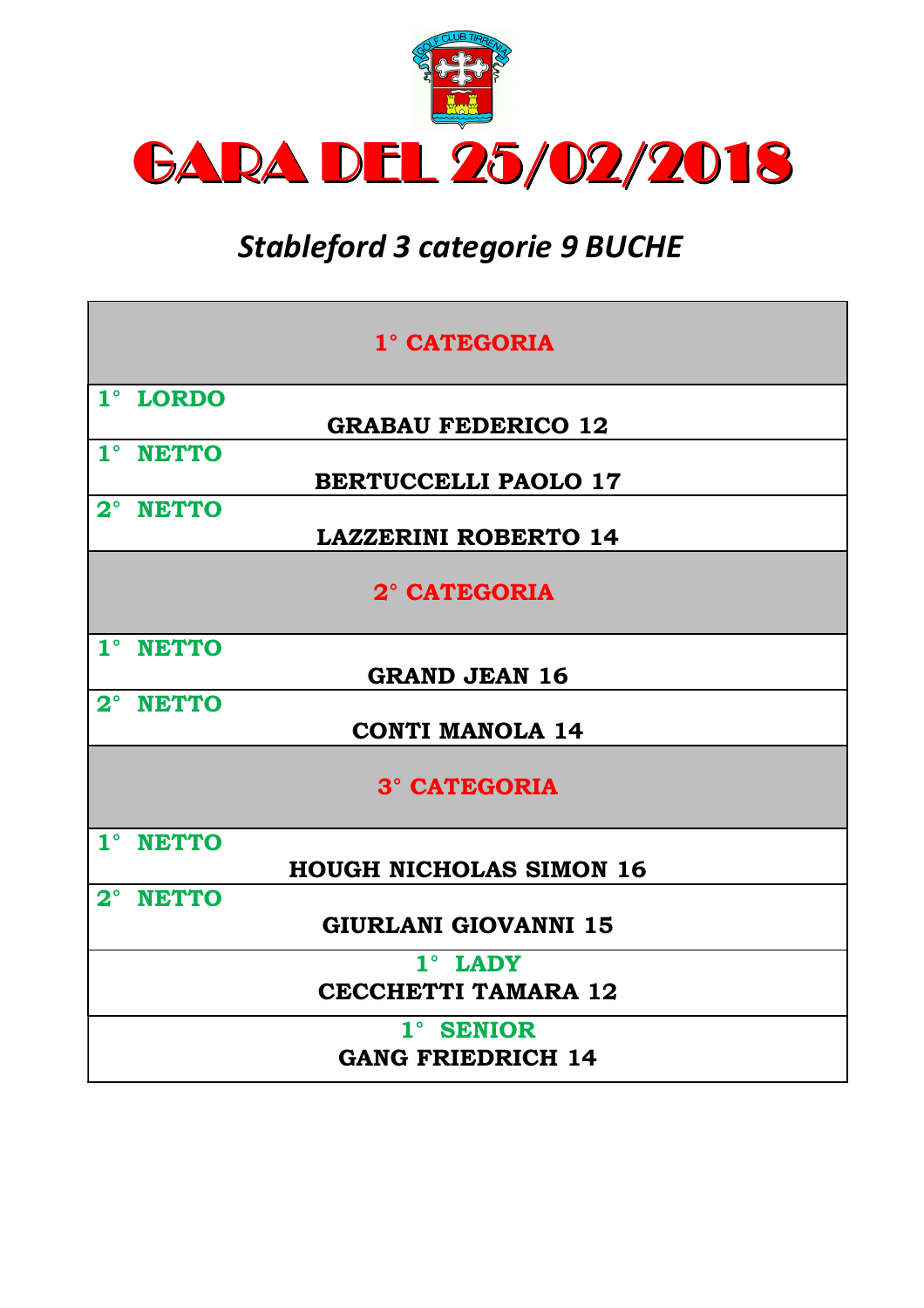# GARA DEL 25/02/2018

## *Stableford 3 categorie 9 BUCHE*

| | |
|---|---|
| **1° CATEGORIA** | |
| **1° LORDO** | **GRABAU FEDERICO 12** |
| **1° NETTO** | **BERTUCCELLI PAOLO 17** |
| **2° NETTO** | **LAZZERINI ROBERTO 14** |
| **2° CATEGORIA** | |
| **1° NETTO** | **GRAND JEAN 16** |
| **2° NETTO** | **CONTI MANOLA 14** |
| **3° CATEGORIA** | |
| **1° NETTO** | **HOUGH NICHOLAS SIMON 16** |
| **2° NETTO** | **GIURLANI GIOVANNI 15** |
| **1° LADY** | **CECCHETTI TAMARA 12** |
| **1° SENIOR** | **GANG FRIEDRICH 14** |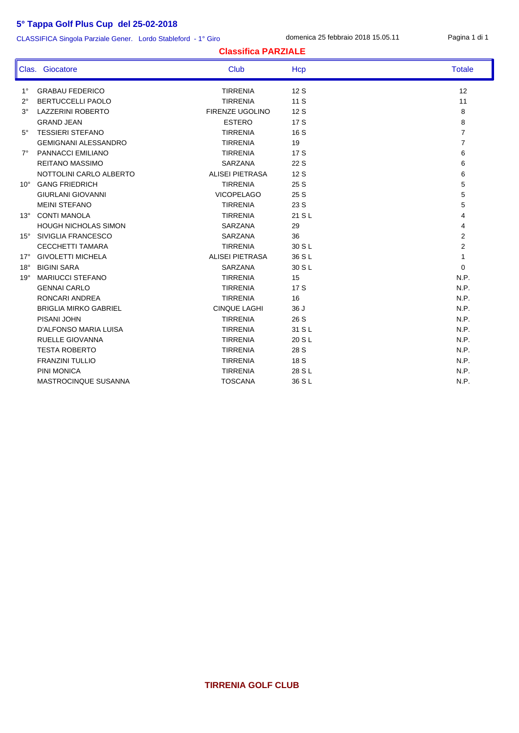# 5° Tappa Golf Plus Cup del 25-02-2018

CLASSIFICA Singola Parziale Gener. Lordo Stableford - 1° Giro

domenica 25 febbraio 2018 15.05.11

Pagina 1 di 1

**Classifica PARZIALE**

| Clas. | Giocatore | Club | Hcp | Totale |
|---|---|---|---|---|
| 1° | GRABAU FEDERICO | TIRRENIA | 12 S | 12 |
| 2° | BERTUCCELLI PAOLO | TIRRENIA | 11 S | 11 |
| 3° | LAZZERINI ROBERTO | FIRENZE UGOLINO | 12 S | 8 |
| | GRAND JEAN | ESTERO | 17 S | 8 |
| 5° | TESSIERI STEFANO | TIRRENIA | 16 S | 7 |
| | GEMIGNANI ALESSANDRO | TIRRENIA | 19 | 7 |
| 7° | PANNACCI EMILIANO | TIRRENIA | 17 S | 6 |
| | REITANO MASSIMO | SARZANA | 22 S | 6 |
| | NOTTOLINI CARLO ALBERTO | ALISEI PIETRASA | 12 S | 6 |
| 10° | GANG FRIEDRICH | TIRRENIA | 25 S | 5 |
| | GIURLANI GIOVANNI | VICOPELAGO | 25 S | 5 |
| | MEINI STEFANO | TIRRENIA | 23 S | 5 |
| 13° | CONTI MANOLA | TIRRENIA | 21 S L | 4 |
| | HOUGH NICHOLAS SIMON | SARZANA | 29 | 4 |
| 15° | SIVIGLIA FRANCESCO | SARZANA | 36 | 2 |
| | CECCHETTI TAMARA | TIRRENIA | 30 S L | 2 |
| 17° | GIVOLETTI MICHELA | ALISEI PIETRASA | 36 S L | 1 |
| 18° | BIGINI SARA | SARZANA | 30 S L | 0 |
| 19° | MARIUCCI STEFANO | TIRRENIA | 15 | N.P. |
| | GENNAI CARLO | TIRRENIA | 17 S | N.P. |
| | RONCARI ANDREA | TIRRENIA | 16 | N.P. |
| | BRIGLIA MIRKO GABRIEL | CINQUE LAGHI | 36 J | N.P. |
| | PISANI JOHN | TIRRENIA | 26 S | N.P. |
| | D'ALFONSO MARIA LUISA | TIRRENIA | 31 S L | N.P. |
| | RUELLE GIOVANNA | TIRRENIA | 20 S L | N.P. |
| | TESTA ROBERTO | TIRRENIA | 28 S | N.P. |
| | FRANZINI TULLIO | TIRRENIA | 18 S | N.P. |
| | PINI MONICA | TIRRENIA | 28 S L | N.P. |
| | MASTROCINQUE SUSANNA | TOSCANA | 36 S L | N.P. |

**TIRRENIA GOLF CLUB**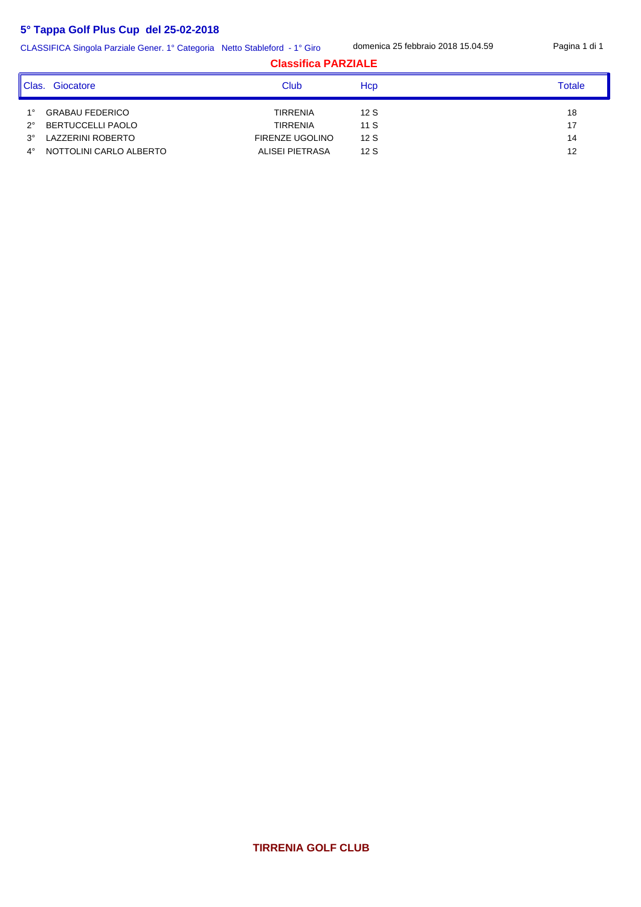# 5° Tappa Golf Plus Cup del 25-02-2018

CLASSIFICA Singola Parziale Gener. 1° Categoria Netto Stableford - 1° Giro

domenica 25 febbraio 2018 15.04.59

## Classifica PARZIALE

| Clas. | Giocatore | Club | Hcp | Totale |
|---|---|---|---|---|
| 1° | GRABAU FEDERICO | TIRRENIA | 12 S | 18 |
| 2° | BERTUCCELLI PAOLO | TIRRENIA | 11 S | 17 |
| 3° | LAZZERINI ROBERTO | FIRENZE UGOLINO | 12 S | 14 |
| 4° | NOTTOLINI CARLO ALBERTO | ALISEI PIETRASA | 12 S | 12 |

**TIRRENIA GOLF CLUB**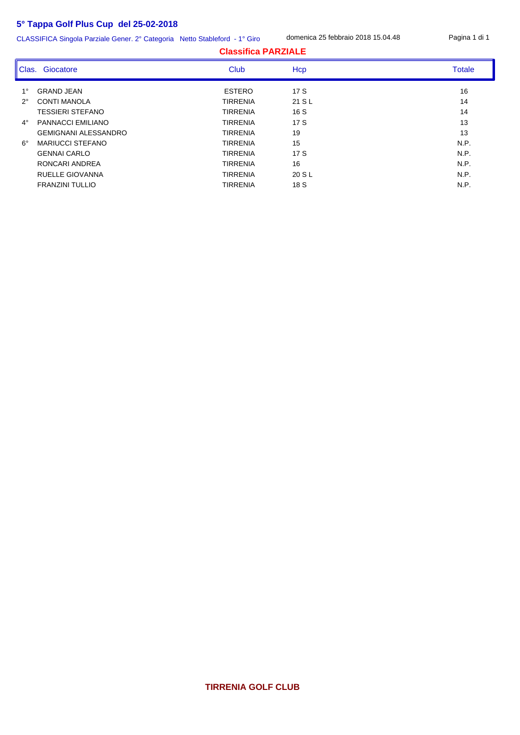# 5° Tappa Golf Plus Cup del 25-02-2018

CLASSIFICA Singola Parziale Gener. 2° Categoria Netto Stableford - 1° Giro

domenica 25 febbraio 2018 15.04.48

Pagina 1 di 1

## Classifica PARZIALE

| Clas. | Giocatore | Club | Hcp | Totale |
|---|---|---|---|---|
| 1° | GRAND JEAN | ESTERO | 17 S | 16 |
| 2° | CONTI MANOLA | TIRRENIA | 21 S L | 14 |
| | TESSIERI STEFANO | TIRRENIA | 16 S | 14 |
| 4° | PANNACCI EMILIANO | TIRRENIA | 17 S | 13 |
| | GEMIGNANI ALESSANDRO | TIRRENIA | 19 | 13 |
| 6° | MARIUCCI STEFANO | TIRRENIA | 15 | N.P. |
| | GENNAI CARLO | TIRRENIA | 17 S | N.P. |
| | RONCARI ANDREA | TIRRENIA | 16 | N.P. |
| | RUELLE GIOVANNA | TIRRENIA | 20 S L | N.P. |
| | FRANZINI TULLIO | TIRRENIA | 18 S | N.P. |

**TIRRENIA GOLF CLUB**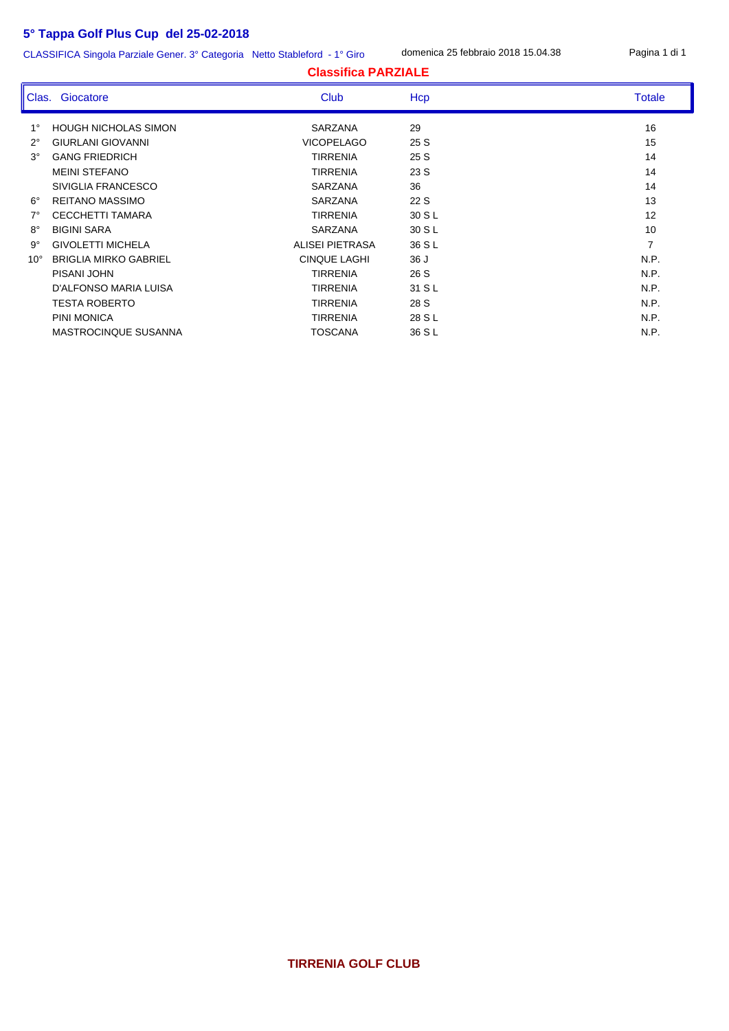# 5° Tappa Golf Plus Cup del 25-02-2018

CLASSIFICA Singola Parziale Gener. 3° Categoria Netto Stableford - 1° Giro

domenica 25 febbraio 2018 15.04.38

## Classifica PARZIALE

| Clas. | Giocatore | Club | Hcp | Totale |
| --- | --- | --- | --- | --- |
| 1° | HOUGH NICHOLAS SIMON | SARZANA | 29 | 16 |
| 2° | GIURLANI GIOVANNI | VICOPELAGO | 25 S | 15 |
| 3° | GANG FRIEDRICH | TIRRENIA | 25 S | 14 |
| | MEINI STEFANO | TIRRENIA | 23 S | 14 |
| | SIVIGLIA FRANCESCO | SARZANA | 36 | 14 |
| 6° | REITANO MASSIMO | SARZANA | 22 S | 13 |
| 7° | CECCHETTI TAMARA | TIRRENIA | 30 S L | 12 |
| 8° | BIGINI SARA | SARZANA | 30 S L | 10 |
| 9° | GIVOLETTI MICHELA | ALISEI PIETRASA | 36 S L | 7 |
| 10° | BRIGLIA MIRKO GABRIEL | CINQUE LAGHI | 36 J | N.P. |
| | PISANI JOHN | TIRRENIA | 26 S | N.P. |
| | D'ALFONSO MARIA LUISA | TIRRENIA | 31 S L | N.P. |
| | TESTA ROBERTO | TIRRENIA | 28 S | N.P. |
| | PINI MONICA | TIRRENIA | 28 S L | N.P. |
| | MASTROCINQUE SUSANNA | TOSCANA | 36 S L | N.P. |

**TIRRENIA GOLF CLUB**